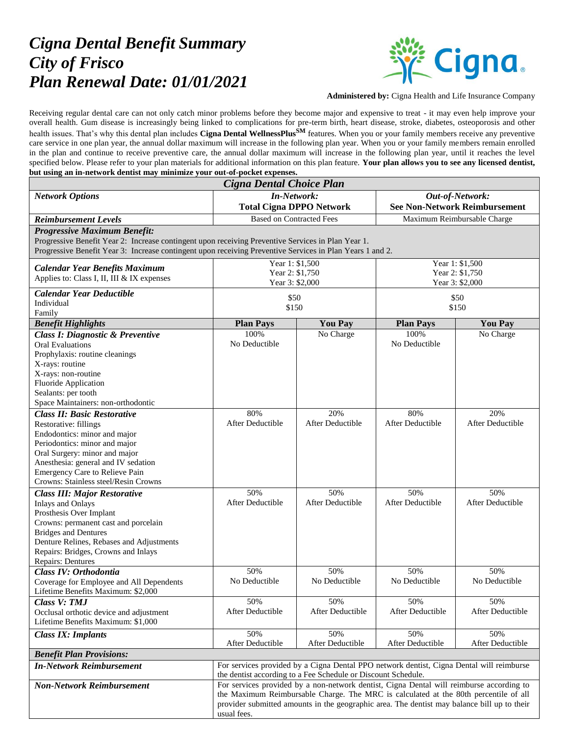# *Cigna Dental Benefit Summary*
# *City of Frisco*
# *Plan Renewal Date: 01/01/2021*

**Administered by:** Cigna Health and Life Insurance Company

Receiving regular dental care can not only catch minor problems before they become major and expensive to treat - it may even help improve your overall health. Gum disease is increasingly being linked to complications for pre-term birth, heart disease, stroke, diabetes, osteoporosis and other health issues. That's why this dental plan includes **Cigna Dental WellnessPlus℠** features. When you or your family members receive any preventive care service in one plan year, the annual dollar maximum will increase in the following plan year. When you or your family members remain enrolled in the plan and continue to receive preventive care, the annual dollar maximum will increase in the following plan year, until it reaches the level specified below. Please refer to your plan materials for additional information on this plan feature. **Your plan allows you to see any licensed dentist, but using an in-network dentist may minimize your out-of-pocket expenses.**

| ***Cigna Dental Choice Plan*** | | | | |
|---|---|---|---|---|
| ***Network Options*** | ***In-Network:*** **Total Cigna DPPO Network** | | ***Out-of-Network:*** **See Non-Network Reimbursement** | |
| ***Reimbursement Levels*** | Based on Contracted Fees | | Maximum Reimbursable Charge | |
| ***Progressive Maximum Benefit:*** Progressive Benefit Year 2: Increase contingent upon receiving Preventive Services in Plan Year 1. Progressive Benefit Year 3: Increase contingent upon receiving Preventive Services in Plan Years 1 and 2. | | | | |
| ***Calendar Year Benefits Maximum*** Applies to: Class I, II, III & IX expenses | Year 1: $1,500 Year 2: $1,750 Year 3: $2,000 | | Year 1: $1,500 Year 2: $1,750 Year 3: $2,000 | |
| ***Calendar Year Deductible*** Individual Family | $50 $150 | | $50 $150 | |
| ***Benefit Highlights*** | **Plan Pays** | **You Pay** | **Plan Pays** | **You Pay** |
| ***Class I: Diagnostic & Preventive*** Oral Evaluations; Prophylaxis: routine cleanings; X-rays: routine; X-rays: non-routine; Fluoride Application; Sealants: per tooth; Space Maintainers: non-orthodontic | 100% No Deductible | No Charge | 100% No Deductible | No Charge |
| ***Class II: Basic Restorative*** Restorative: fillings; Endodontics: minor and major; Periodontics: minor and major; Oral Surgery: minor and major; Anesthesia: general and IV sedation; Emergency Care to Relieve Pain; Crowns: Stainless steel/Resin Crowns | 80% After Deductible | 20% After Deductible | 80% After Deductible | 20% After Deductible |
| ***Class III: Major Restorative*** Inlays and Onlays; Prosthesis Over Implant; Crowns: permanent cast and porcelain; Bridges and Dentures; Denture Relines, Rebases and Adjustments; Repairs: Bridges, Crowns and Inlays; Repairs: Dentures | 50% After Deductible | 50% After Deductible | 50% After Deductible | 50% After Deductible |
| ***Class IV: Orthodontia*** Coverage for Employee and All Dependents; Lifetime Benefits Maximum: $2,000 | 50% No Deductible | 50% No Deductible | 50% No Deductible | 50% No Deductible |
| ***Class V: TMJ*** Occlusal orthotic device and adjustment; Lifetime Benefits Maximum: $1,000 | 50% After Deductible | 50% After Deductible | 50% After Deductible | 50% After Deductible |
| ***Class IX: Implants*** | 50% After Deductible | 50% After Deductible | 50% After Deductible | 50% After Deductible |
| ***Benefit Plan Provisions:*** | | | | |
| ***In-Network Reimbursement*** | For services provided by a Cigna Dental PPO network dentist, Cigna Dental will reimburse the dentist according to a Fee Schedule or Discount Schedule. | | | |
| ***Non-Network Reimbursement*** | For services provided by a non-network dentist, Cigna Dental will reimburse according to the Maximum Reimbursable Charge. The MRC is calculated at the 80th percentile of all provider submitted amounts in the geographic area. The dentist may balance bill up to their usual fees. | | | |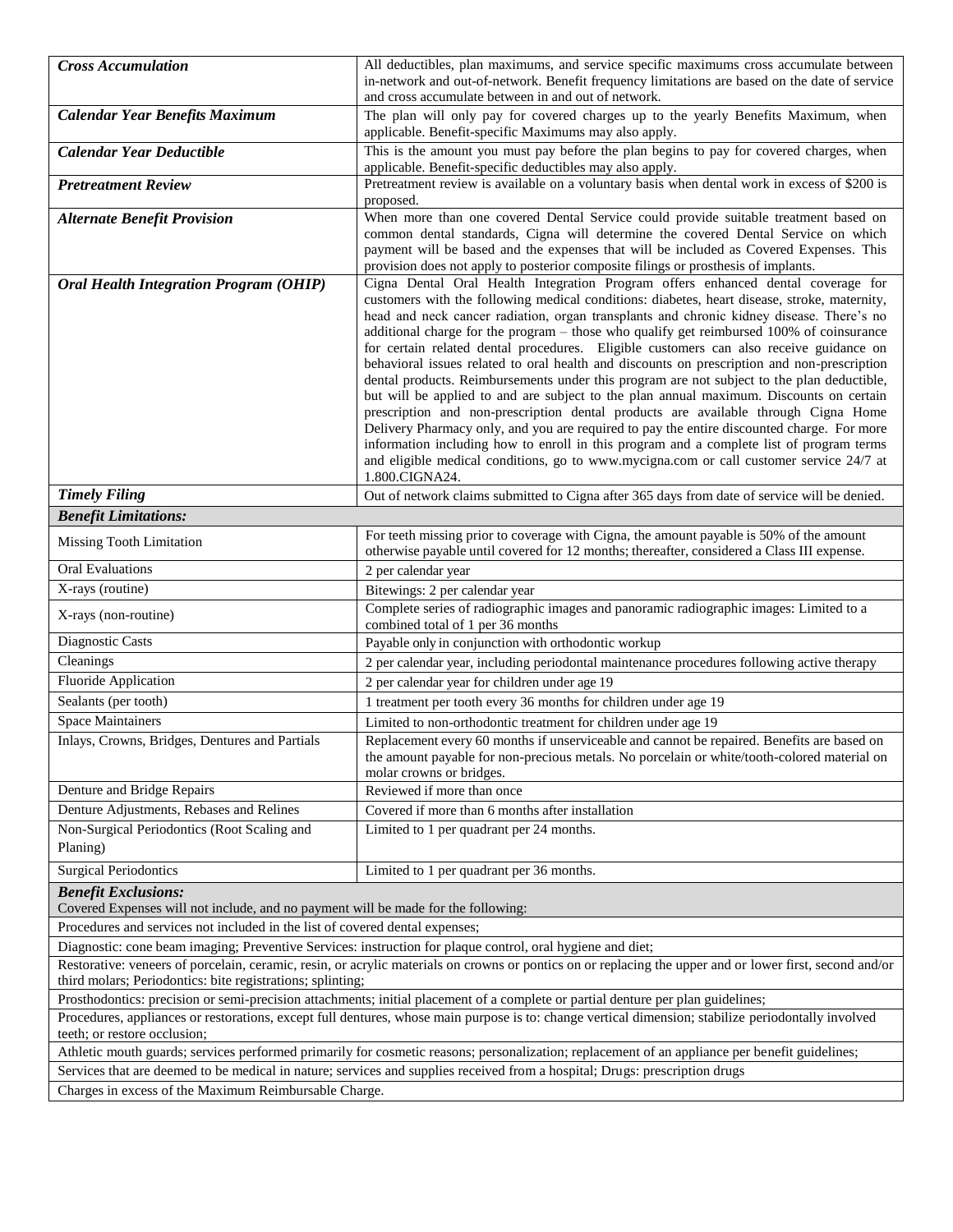| | |
|---|---|
| ***Cross Accumulation*** | All deductibles, plan maximums, and service specific maximums cross accumulate between in-network and out-of-network. Benefit frequency limitations are based on the date of service and cross accumulate between in and out of network. |
| ***Calendar Year Benefits Maximum*** | The plan will only pay for covered charges up to the yearly Benefits Maximum, when applicable. Benefit-specific Maximums may also apply. |
| ***Calendar Year Deductible*** | This is the amount you must pay before the plan begins to pay for covered charges, when applicable. Benefit-specific deductibles may also apply. |
| ***Pretreatment Review*** | Pretreatment review is available on a voluntary basis when dental work in excess of $200 is proposed. |
| ***Alternate Benefit Provision*** | When more than one covered Dental Service could provide suitable treatment based on common dental standards, Cigna will determine the covered Dental Service on which payment will be based and the expenses that will be included as Covered Expenses. This provision does not apply to posterior composite fillings or prosthesis of implants. |
| ***Oral Health Integration Program (OHIP)*** | Cigna Dental Oral Health Integration Program offers enhanced dental coverage for customers with the following medical conditions: diabetes, heart disease, stroke, maternity, head and neck cancer radiation, organ transplants and chronic kidney disease. There's no additional charge for the program – those who qualify get reimbursed 100% of coinsurance for certain related dental procedures. Eligible customers can also receive guidance on behavioral issues related to oral health and discounts on prescription and non-prescription dental products. Reimbursements under this program are not subject to the plan deductible, but will be applied to and are subject to the plan annual maximum. Discounts on certain prescription and non-prescription dental products are available through Cigna Home Delivery Pharmacy only, and you are required to pay the entire discounted charge. For more information including how to enroll in this program and a complete list of program terms and eligible medical conditions, go to www.mycigna.com or call customer service 24/7 at 1.800.CIGNA24. |
| ***Timely Filing*** | Out of network claims submitted to Cigna after 365 days from date of service will be denied. |
| ***Benefit Limitations:*** | |
| Missing Tooth Limitation | For teeth missing prior to coverage with Cigna, the amount payable is 50% of the amount otherwise payable until covered for 12 months; thereafter, considered a Class III expense. |
| Oral Evaluations | 2 per calendar year |
| X-rays (routine) | Bitewings: 2 per calendar year |
| X-rays (non-routine) | Complete series of radiographic images and panoramic radiographic images: Limited to a combined total of 1 per 36 months |
| Diagnostic Casts | Payable only in conjunction with orthodontic workup |
| Cleanings | 2 per calendar year, including periodontal maintenance procedures following active therapy |
| Fluoride Application | 2 per calendar year for children under age 19 |
| Sealants (per tooth) | 1 treatment per tooth every 36 months for children under age 19 |
| Space Maintainers | Limited to non-orthodontic treatment for children under age 19 |
| Inlays, Crowns, Bridges, Dentures and Partials | Replacement every 60 months if unserviceable and cannot be repaired. Benefits are based on the amount payable for non-precious metals. No porcelain or white/tooth-colored material on molar crowns or bridges. |
| Denture and Bridge Repairs | Reviewed if more than once |
| Denture Adjustments, Rebases and Relines | Covered if more than 6 months after installation |
| Non-Surgical Periodontics (Root Scaling and Planing) | Limited to 1 per quadrant per 24 months. |
| Surgical Periodontics | Limited to 1 per quadrant per 36 months. |

| ***Benefit Exclusions:*** <br> Covered Expenses will not include, and no payment will be made for the following: |
|---|
| Procedures and services not included in the list of covered dental expenses; |
| Diagnostic: cone beam imaging; Preventive Services: instruction for plaque control, oral hygiene and diet; |
| Restorative: veneers of porcelain, ceramic, resin, or acrylic materials on crowns or pontics on or replacing the upper and or lower first, second and/or third molars; Periodontics: bite registrations; splinting; |
| Prosthodontics: precision or semi-precision attachments; initial placement of a complete or partial denture per plan guidelines; |
| Procedures, appliances or restorations, except full dentures, whose main purpose is to: change vertical dimension; stabilize periodontally involved teeth; or restore occlusion; |
| Athletic mouth guards; services performed primarily for cosmetic reasons; personalization; replacement of an appliance per benefit guidelines; |
| Services that are deemed to be medical in nature; services and supplies received from a hospital; Drugs: prescription drugs |
| Charges in excess of the Maximum Reimbursable Charge. |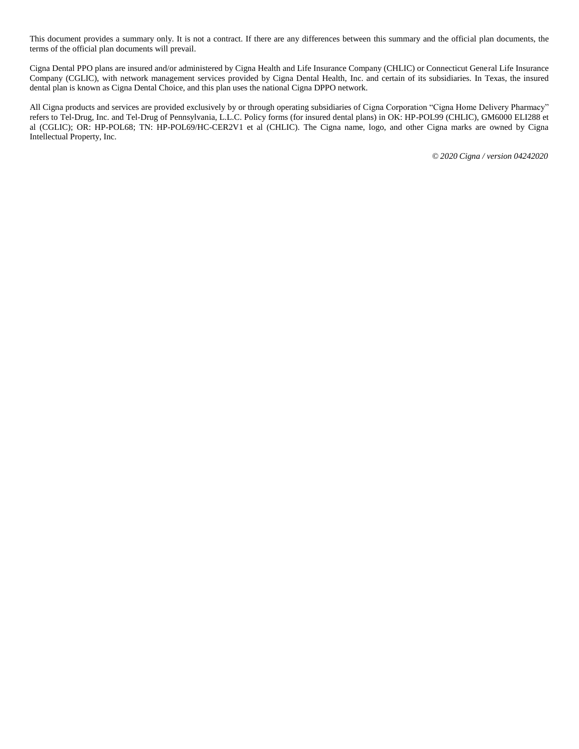This document provides a summary only. It is not a contract. If there are any differences between this summary and the official plan documents, the terms of the official plan documents will prevail.

Cigna Dental PPO plans are insured and/or administered by Cigna Health and Life Insurance Company (CHLIC) or Connecticut General Life Insurance Company (CGLIC), with network management services provided by Cigna Dental Health, Inc. and certain of its subsidiaries. In Texas, the insured dental plan is known as Cigna Dental Choice, and this plan uses the national Cigna DPPO network.

All Cigna products and services are provided exclusively by or through operating subsidiaries of Cigna Corporation "Cigna Home Delivery Pharmacy" refers to Tel-Drug, Inc. and Tel-Drug of Pennsylvania, L.L.C. Policy forms (for insured dental plans) in OK: HP-POL99 (CHLIC), GM6000 ELI288 et al (CGLIC); OR: HP-POL68; TN: HP-POL69/HC-CER2V1 et al (CHLIC). The Cigna name, logo, and other Cigna marks are owned by Cigna Intellectual Property, Inc.

*© 2020 Cigna / version 04242020*